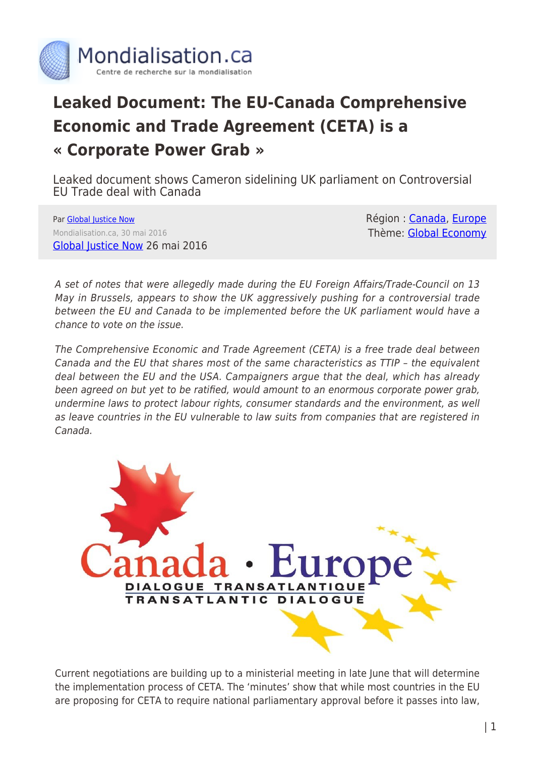# Leaked Document: The EU-Canada Comprehensive Economic and Trade Agreement (CETA) is a « Corporate Power Grab »

Leaked document shows Cameron sidelining UK parliament on Controversial EU Trade deal with Canada

Par Global Justice Now
Mondialisation.ca, 30 mai 2016
Global Justice Now 26 mai 2016

Région : Canada, Europe
Thème: Global Economy

*A set of notes that were allegedly made during the EU Foreign Affairs/Trade-Council on 13 May in Brussels, appears to show the UK aggressively pushing for a controversial trade between the EU and Canada to be implemented before the UK parliament would have a chance to vote on the issue.*

*The Comprehensive Economic and Trade Agreement (CETA) is a free trade deal between Canada and the EU that shares most of the same characteristics as TTIP – the equivalent deal between the EU and the USA. Campaigners argue that the deal, which has already been agreed on but yet to be ratified, would amount to an enormous corporate power grab, undermine laws to protect labour rights, consumer standards and the environment, as well as leave countries in the EU vulnerable to law suits from companies that are registered in Canada.*

Canada • Europe
DIALOGUE TRANSATLANTIQUE
TRANSATLANTIC DIALOGUE

Current negotiations are building up to a ministerial meeting in late June that will determine the implementation process of CETA. The 'minutes' show that while most countries in the EU are proposing for CETA to require national parliamentary approval before it passes into law,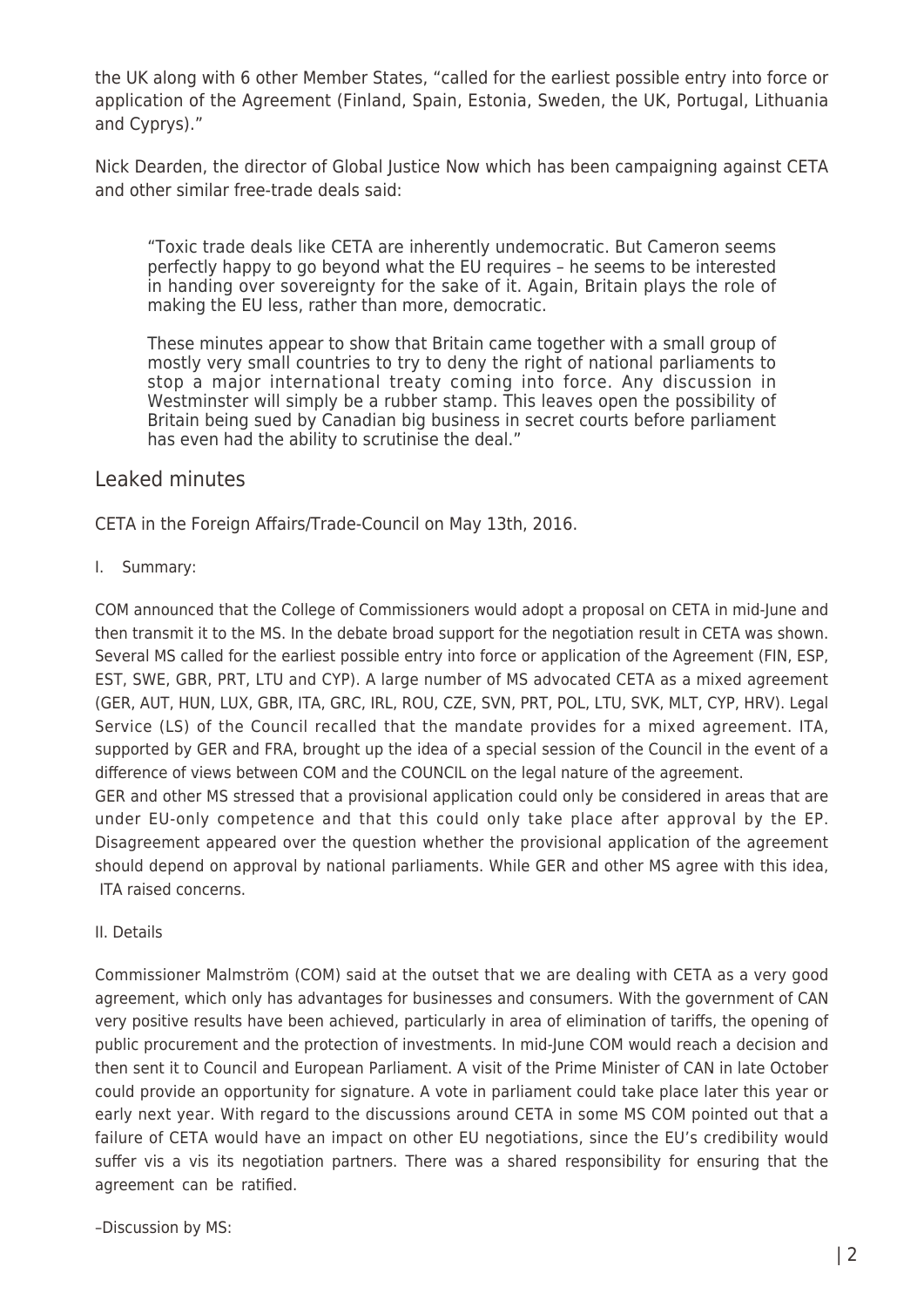the UK along with 6 other Member States, "called for the earliest possible entry into force or application of the Agreement (Finland, Spain, Estonia, Sweden, the UK, Portugal, Lithuania and Cyprys)."

Nick Dearden, the director of Global Justice Now which has been campaigning against CETA and other similar free-trade deals said:

> "Toxic trade deals like CETA are inherently undemocratic. But Cameron seems perfectly happy to go beyond what the EU requires – he seems to be interested in handing over sovereignty for the sake of it. Again, Britain plays the role of making the EU less, rather than more, democratic.
>
> These minutes appear to show that Britain came together with a small group of mostly very small countries to try to deny the right of national parliaments to stop a major international treaty coming into force. Any discussion in Westminster will simply be a rubber stamp. This leaves open the possibility of Britain being sued by Canadian big business in secret courts before parliament has even had the ability to scrutinise the deal."

## Leaked minutes

CETA in the Foreign Affairs/Trade-Council on May 13th, 2016.

I. Summary:

COM announced that the College of Commissioners would adopt a proposal on CETA in mid-June and then transmit it to the MS. In the debate broad support for the negotiation result in CETA was shown. Several MS called for the earliest possible entry into force or application of the Agreement (FIN, ESP, EST, SWE, GBR, PRT, LTU and CYP). A large number of MS advocated CETA as a mixed agreement (GER, AUT, HUN, LUX, GBR, ITA, GRC, IRL, ROU, CZE, SVN, PRT, POL, LTU, SVK, MLT, CYP, HRV). Legal Service (LS) of the Council recalled that the mandate provides for a mixed agreement. ITA, supported by GER and FRA, brought up the idea of a special session of the Council in the event of a difference of views between COM and the COUNCIL on the legal nature of the agreement.
GER and other MS stressed that a provisional application could only be considered in areas that are under EU-only competence and that this could only take place after approval by the EP. Disagreement appeared over the question whether the provisional application of the agreement should depend on approval by national parliaments. While GER and other MS agree with this idea, ITA raised concerns.

II. Details

Commissioner Malmström (COM) said at the outset that we are dealing with CETA as a very good agreement, which only has advantages for businesses and consumers. With the government of CAN very positive results have been achieved, particularly in area of elimination of tariffs, the opening of public procurement and the protection of investments. In mid-June COM would reach a decision and then sent it to Council and European Parliament. A visit of the Prime Minister of CAN in late October could provide an opportunity for signature. A vote in parliament could take place later this year or early next year. With regard to the discussions around CETA in some MS COM pointed out that a failure of CETA would have an impact on other EU negotiations, since the EU's credibility would suffer vis a vis its negotiation partners. There was a shared responsibility for ensuring that the agreement can be ratified.

–Discussion by MS: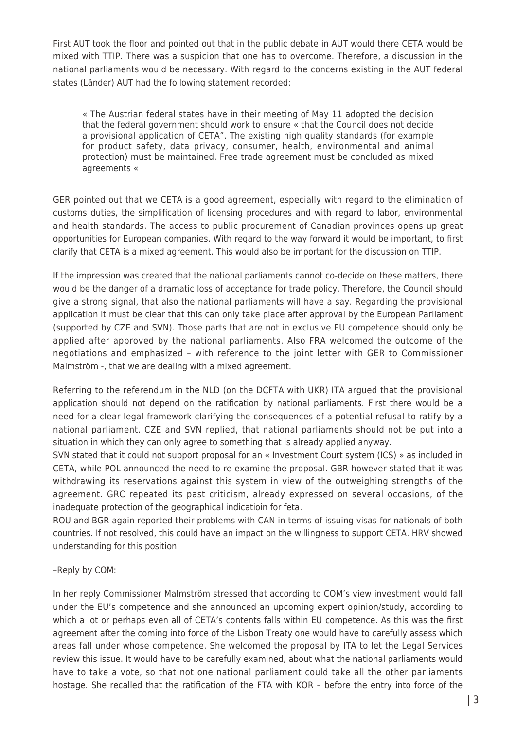First AUT took the floor and pointed out that in the public debate in AUT would there CETA would be mixed with TTIP. There was a suspicion that one has to overcome. Therefore, a discussion in the national parliaments would be necessary. With regard to the concerns existing in the AUT federal states (Länder) AUT had the following statement recorded:

> « The Austrian federal states have in their meeting of May 11 adopted the decision that the federal government should work to ensure « that the Council does not decide a provisional application of CETA". The existing high quality standards (for example for product safety, data privacy, consumer, health, environmental and animal protection) must be maintained. Free trade agreement must be concluded as mixed agreements « .

GER pointed out that we CETA is a good agreement, especially with regard to the elimination of customs duties, the simplification of licensing procedures and with regard to labor, environmental and health standards. The access to public procurement of Canadian provinces opens up great opportunities for European companies. With regard to the way forward it would be important, to first clarify that CETA is a mixed agreement. This would also be important for the discussion on TTIP.

If the impression was created that the national parliaments cannot co-decide on these matters, there would be the danger of a dramatic loss of acceptance for trade policy. Therefore, the Council should give a strong signal, that also the national parliaments will have a say. Regarding the provisional application it must be clear that this can only take place after approval by the European Parliament (supported by CZE and SVN). Those parts that are not in exclusive EU competence should only be applied after approved by the national parliaments. Also FRA welcomed the outcome of the negotiations and emphasized – with reference to the joint letter with GER to Commissioner Malmström -, that we are dealing with a mixed agreement.

Referring to the referendum in the NLD (on the DCFTA with UKR) ITA argued that the provisional application should not depend on the ratification by national parliaments. First there would be a need for a clear legal framework clarifying the consequences of a potential refusal to ratify by a national parliament. CZE and SVN replied, that national parliaments should not be put into a situation in which they can only agree to something that is already applied anyway.

SVN stated that it could not support proposal for an « Investment Court system (ICS) » as included in CETA, while POL announced the need to re-examine the proposal. GBR however stated that it was withdrawing its reservations against this system in view of the outweighing strengths of the agreement. GRC repeated its past criticism, already expressed on several occasions, of the inadequate protection of the geographical indicatioin for feta.

ROU and BGR again reported their problems with CAN in terms of issuing visas for nationals of both countries. If not resolved, this could have an impact on the willingness to support CETA. HRV showed understanding for this position.

–Reply by COM:

In her reply Commissioner Malmström stressed that according to COM's view investment would fall under the EU's competence and she announced an upcoming expert opinion/study, according to which a lot or perhaps even all of CETA's contents falls within EU competence. As this was the first agreement after the coming into force of the Lisbon Treaty one would have to carefully assess which areas fall under whose competence. She welcomed the proposal by ITA to let the Legal Services review this issue. It would have to be carefully examined, about what the national parliaments would have to take a vote, so that not one national parliament could take all the other parliaments hostage. She recalled that the ratification of the FTA with KOR – before the entry into force of the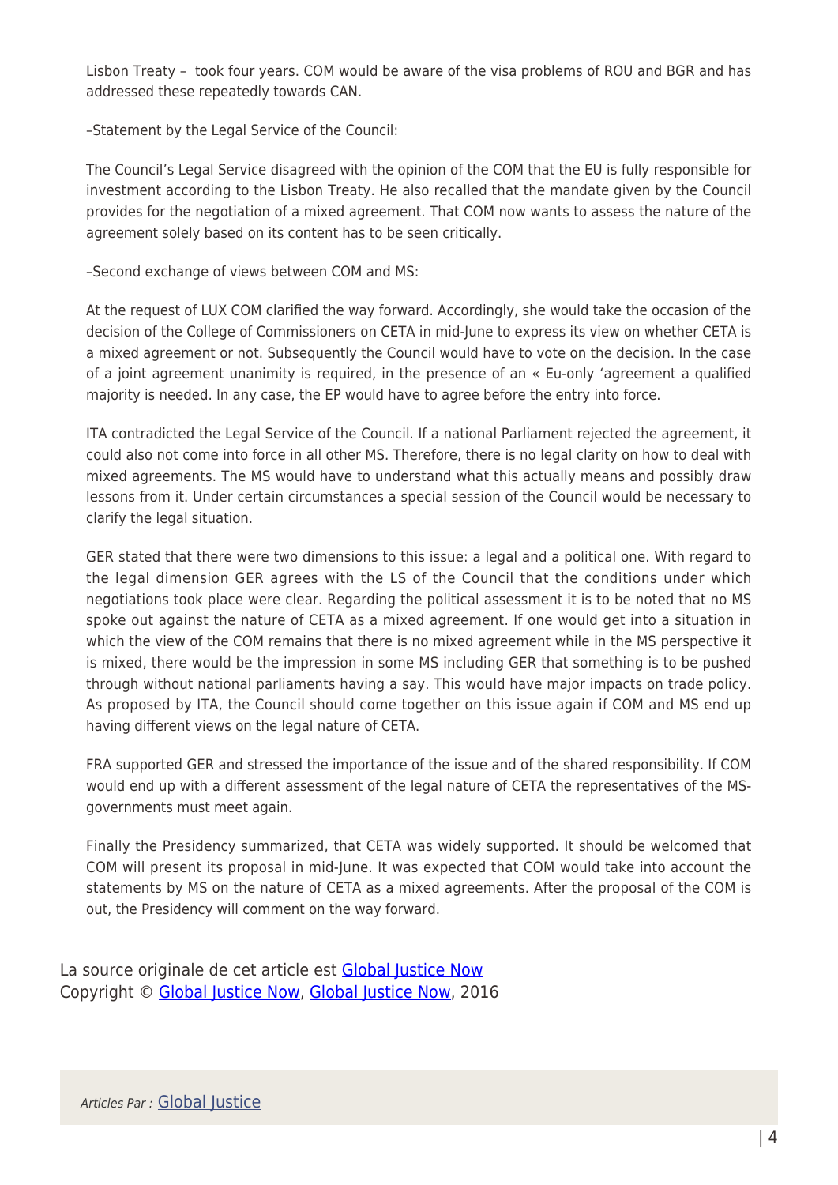Lisbon Treaty – took four years. COM would be aware of the visa problems of ROU and BGR and has addressed these repeatedly towards CAN.

–Statement by the Legal Service of the Council:

The Council's Legal Service disagreed with the opinion of the COM that the EU is fully responsible for investment according to the Lisbon Treaty. He also recalled that the mandate given by the Council provides for the negotiation of a mixed agreement. That COM now wants to assess the nature of the agreement solely based on its content has to be seen critically.

–Second exchange of views between COM and MS:

At the request of LUX COM clarified the way forward. Accordingly, she would take the occasion of the decision of the College of Commissioners on CETA in mid-June to express its view on whether CETA is a mixed agreement or not. Subsequently the Council would have to vote on the decision. In the case of a joint agreement unanimity is required, in the presence of an « Eu-only 'agreement a qualified majority is needed. In any case, the EP would have to agree before the entry into force.

ITA contradicted the Legal Service of the Council. If a national Parliament rejected the agreement, it could also not come into force in all other MS. Therefore, there is no legal clarity on how to deal with mixed agreements. The MS would have to understand what this actually means and possibly draw lessons from it. Under certain circumstances a special session of the Council would be necessary to clarify the legal situation.

GER stated that there were two dimensions to this issue: a legal and a political one. With regard to the legal dimension GER agrees with the LS of the Council that the conditions under which negotiations took place were clear. Regarding the political assessment it is to be noted that no MS spoke out against the nature of CETA as a mixed agreement. If one would get into a situation in which the view of the COM remains that there is no mixed agreement while in the MS perspective it is mixed, there would be the impression in some MS including GER that something is to be pushed through without national parliaments having a say. This would have major impacts on trade policy. As proposed by ITA, the Council should come together on this issue again if COM and MS end up having different views on the legal nature of CETA.

FRA supported GER and stressed the importance of the issue and of the shared responsibility. If COM would end up with a different assessment of the legal nature of CETA the representatives of the MS-governments must meet again.

Finally the Presidency summarized, that CETA was widely supported. It should be welcomed that COM will present its proposal in mid-June. It was expected that COM would take into account the statements by MS on the nature of CETA as a mixed agreements. After the proposal of the COM is out, the Presidency will comment on the way forward.

La source originale de cet article est Global Justice Now
Copyright © Global Justice Now, Global Justice Now, 2016

*Articles Par :* Global Justice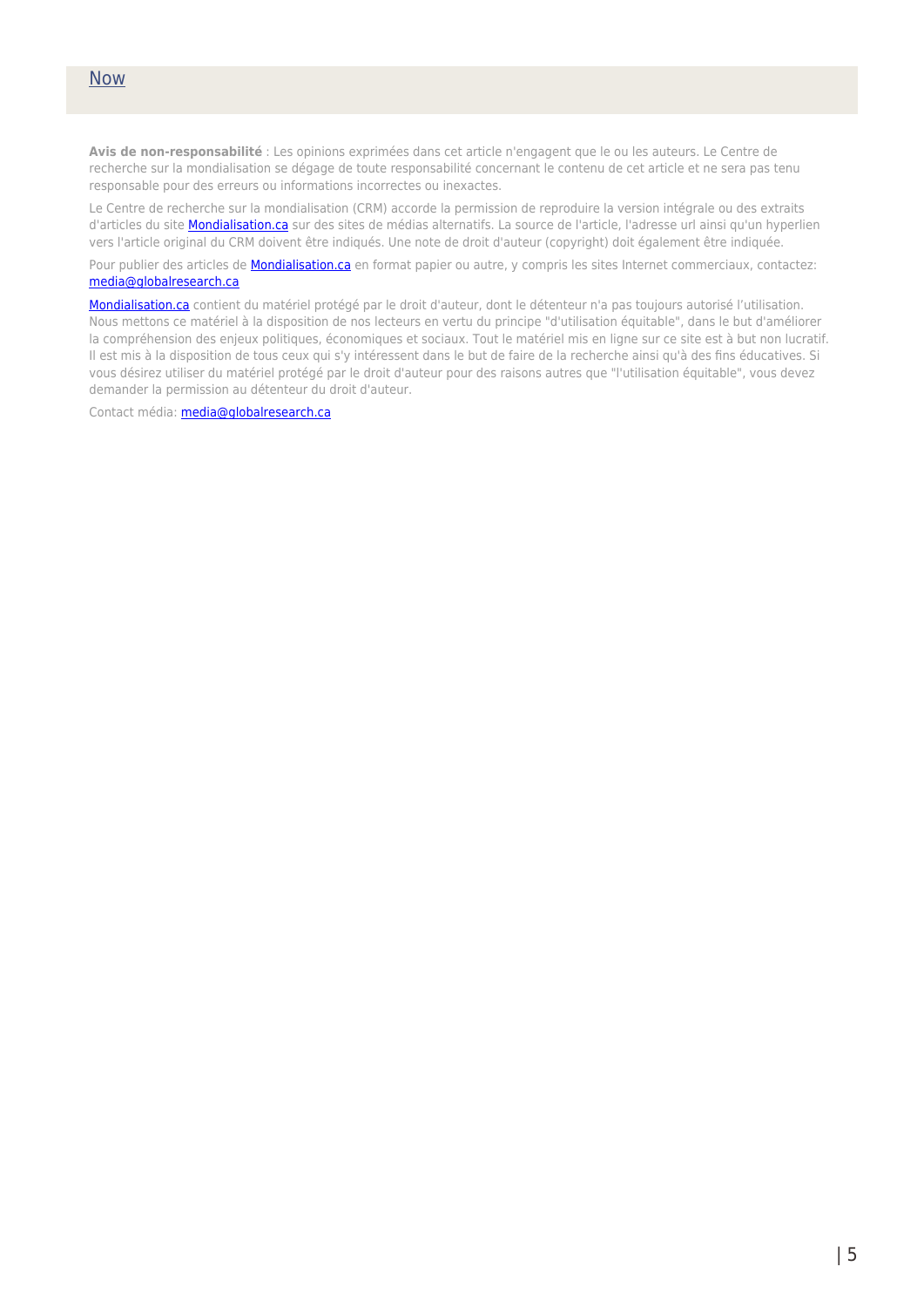Now

**Avis de non-responsabilité** : Les opinions exprimées dans cet article n'engagent que le ou les auteurs. Le Centre de recherche sur la mondialisation se dégage de toute responsabilité concernant le contenu de cet article et ne sera pas tenu responsable pour des erreurs ou informations incorrectes ou inexactes.

Le Centre de recherche sur la mondialisation (CRM) accorde la permission de reproduire la version intégrale ou des extraits d'articles du site Mondialisation.ca sur des sites de médias alternatifs. La source de l'article, l'adresse url ainsi qu'un hyperlien vers l'article original du CRM doivent être indiqués. Une note de droit d'auteur (copyright) doit également être indiquée.

Pour publier des articles de Mondialisation.ca en format papier ou autre, y compris les sites Internet commerciaux, contactez: media@globalresearch.ca

Mondialisation.ca contient du matériel protégé par le droit d'auteur, dont le détenteur n'a pas toujours autorisé l'utilisation. Nous mettons ce matériel à la disposition de nos lecteurs en vertu du principe "d'utilisation équitable", dans le but d'améliorer la compréhension des enjeux politiques, économiques et sociaux. Tout le matériel mis en ligne sur ce site est à but non lucratif. Il est mis à la disposition de tous ceux qui s'y intéressent dans le but de faire de la recherche ainsi qu'à des fins éducatives. Si vous désirez utiliser du matériel protégé par le droit d'auteur pour des raisons autres que "l'utilisation équitable", vous devez demander la permission au détenteur du droit d'auteur.

Contact média: media@globalresearch.ca